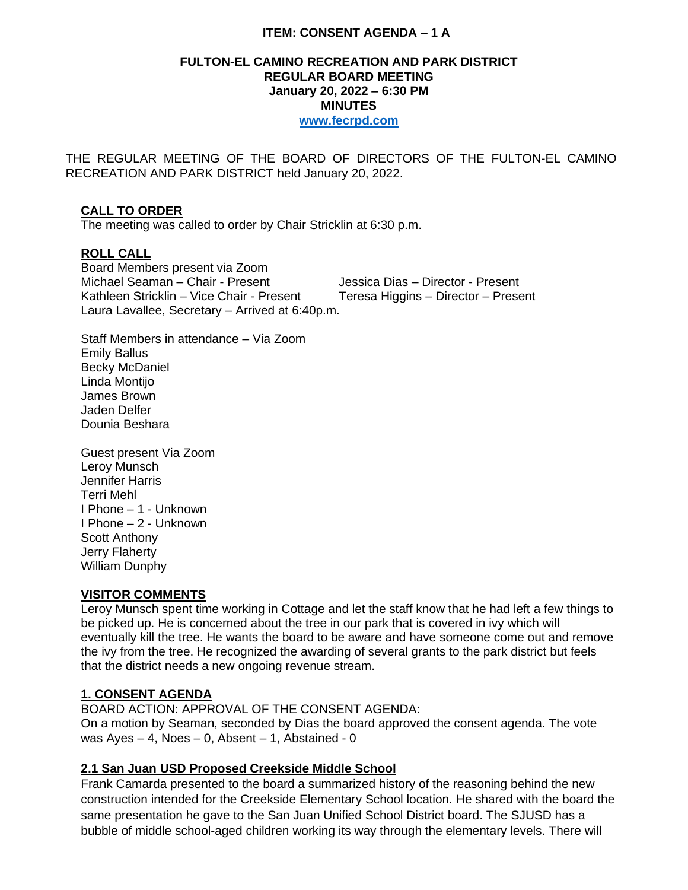**ITEM: CONSENT AGENDA – 1 A**

**FULTON-EL CAMINO RECREATION AND PARK DISTRICT**
**REGULAR BOARD MEETING**
**January 20, 2022 – 6:30 PM**
**MINUTES**
**www.fecrpd.com**

THE REGULAR MEETING OF THE BOARD OF DIRECTORS OF THE FULTON-EL CAMINO RECREATION AND PARK DISTRICT held January 20, 2022.

**CALL TO ORDER**
The meeting was called to order by Chair Stricklin at 6:30 p.m.

**ROLL CALL**
Board Members present via Zoom
Michael Seaman – Chair - Present
Kathleen Stricklin – Vice Chair - Present
Jessica Dias – Director - Present
Teresa Higgins – Director – Present
Laura Lavallee, Secretary – Arrived at 6:40p.m.

Staff Members in attendance – Via Zoom
Emily Ballus
Becky McDaniel
Linda Montijo
James Brown
Jaden Delfer
Dounia Beshara

Guest present Via Zoom
Leroy Munsch
Jennifer Harris
Terri Mehl
I Phone – 1 - Unknown
I Phone – 2 - Unknown
Scott Anthony
Jerry Flaherty
William Dunphy

**VISITOR COMMENTS**
Leroy Munsch spent time working in Cottage and let the staff know that he had left a few things to be picked up. He is concerned about the tree in our park that is covered in ivy which will eventually kill the tree. He wants the board to be aware and have someone come out and remove the ivy from the tree. He recognized the awarding of several grants to the park district but feels that the district needs a new ongoing revenue stream.

**1. CONSENT AGENDA**
BOARD ACTION: APPROVAL OF THE CONSENT AGENDA:
On a motion by Seaman, seconded by Dias the board approved the consent agenda. The vote was Ayes – 4, Noes – 0, Absent – 1, Abstained - 0

**2.1 San Juan USD Proposed Creekside Middle School**
Frank Camarda presented to the board a summarized history of the reasoning behind the new construction intended for the Creekside Elementary School location. He shared with the board the same presentation he gave to the San Juan Unified School District board. The SJUSD has a bubble of middle school-aged children working its way through the elementary levels. There will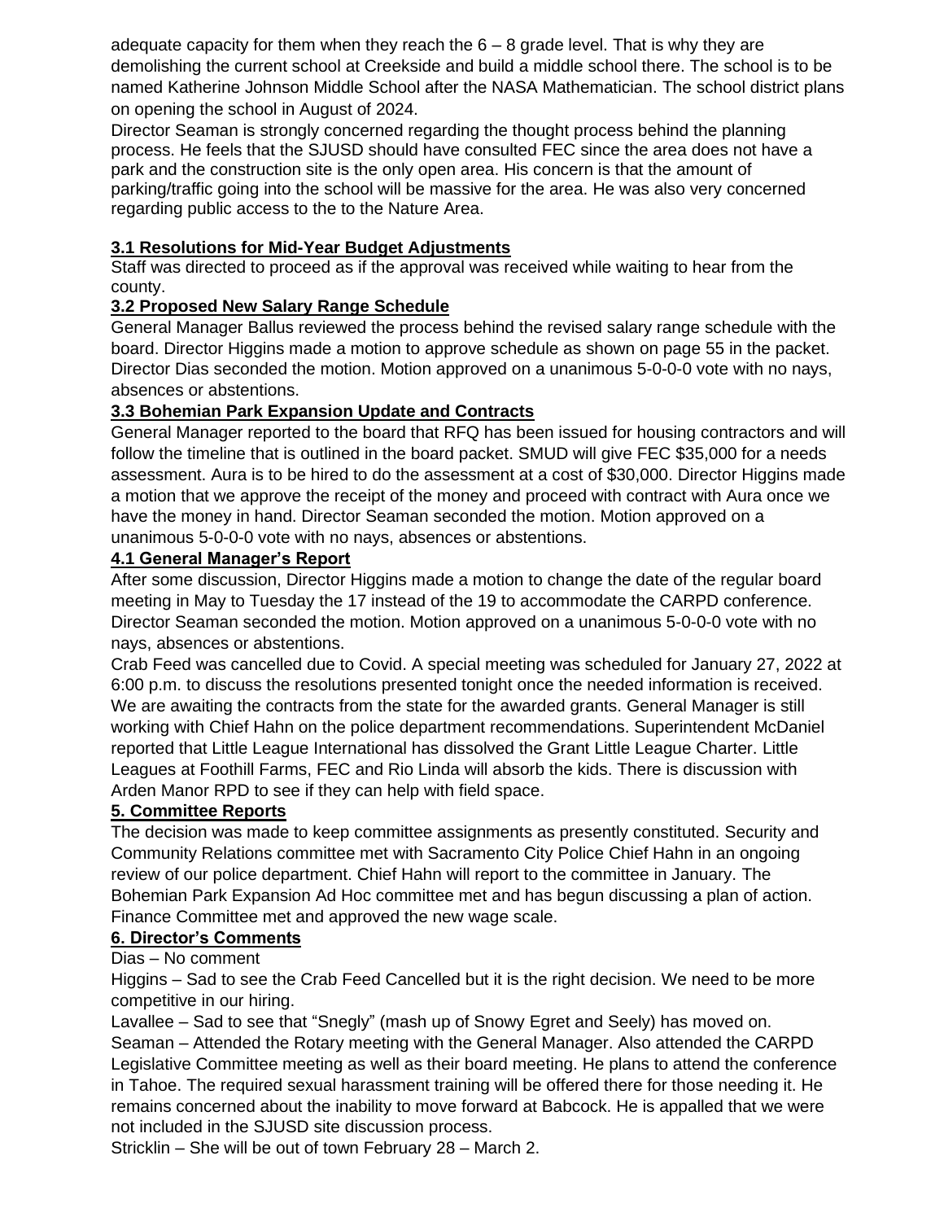adequate capacity for them when they reach the 6 – 8 grade level. That is why they are demolishing the current school at Creekside and build a middle school there. The school is to be named Katherine Johnson Middle School after the NASA Mathematician. The school district plans on opening the school in August of 2024.

Director Seaman is strongly concerned regarding the thought process behind the planning process. He feels that the SJUSD should have consulted FEC since the area does not have a park and the construction site is the only open area. His concern is that the amount of parking/traffic going into the school will be massive for the area. He was also very concerned regarding public access to the to the Nature Area.

**3.1 Resolutions for Mid-Year Budget Adjustments**

Staff was directed to proceed as if the approval was received while waiting to hear from the county.

**3.2 Proposed New Salary Range Schedule**

General Manager Ballus reviewed the process behind the revised salary range schedule with the board. Director Higgins made a motion to approve schedule as shown on page 55 in the packet. Director Dias seconded the motion. Motion approved on a unanimous 5-0-0-0 vote with no nays, absences or abstentions.

**3.3 Bohemian Park Expansion Update and Contracts**

General Manager reported to the board that RFQ has been issued for housing contractors and will follow the timeline that is outlined in the board packet. SMUD will give FEC $35,000 for a needs assessment. Aura is to be hired to do the assessment at a cost of $30,000. Director Higgins made a motion that we approve the receipt of the money and proceed with contract with Aura once we have the money in hand. Director Seaman seconded the motion. Motion approved on a unanimous 5-0-0-0 vote with no nays, absences or abstentions.

**4.1 General Manager's Report**

After some discussion, Director Higgins made a motion to change the date of the regular board meeting in May to Tuesday the 17 instead of the 19 to accommodate the CARPD conference. Director Seaman seconded the motion. Motion approved on a unanimous 5-0-0-0 vote with no nays, absences or abstentions.

Crab Feed was cancelled due to Covid. A special meeting was scheduled for January 27, 2022 at 6:00 p.m. to discuss the resolutions presented tonight once the needed information is received. We are awaiting the contracts from the state for the awarded grants. General Manager is still working with Chief Hahn on the police department recommendations. Superintendent McDaniel reported that Little League International has dissolved the Grant Little League Charter. Little Leagues at Foothill Farms, FEC and Rio Linda will absorb the kids. There is discussion with Arden Manor RPD to see if they can help with field space.

**5. Committee Reports**

The decision was made to keep committee assignments as presently constituted. Security and Community Relations committee met with Sacramento City Police Chief Hahn in an ongoing review of our police department. Chief Hahn will report to the committee in January. The Bohemian Park Expansion Ad Hoc committee met and has begun discussing a plan of action. Finance Committee met and approved the new wage scale.

**6. Director's Comments**

Dias – No comment

Higgins – Sad to see the Crab Feed Cancelled but it is the right decision. We need to be more competitive in our hiring.

Lavallee – Sad to see that "Snegly" (mash up of Snowy Egret and Seely) has moved on.

Seaman – Attended the Rotary meeting with the General Manager. Also attended the CARPD Legislative Committee meeting as well as their board meeting. He plans to attend the conference in Tahoe. The required sexual harassment training will be offered there for those needing it. He remains concerned about the inability to move forward at Babcock. He is appalled that we were not included in the SJUSD site discussion process.

Stricklin – She will be out of town February 28 – March 2.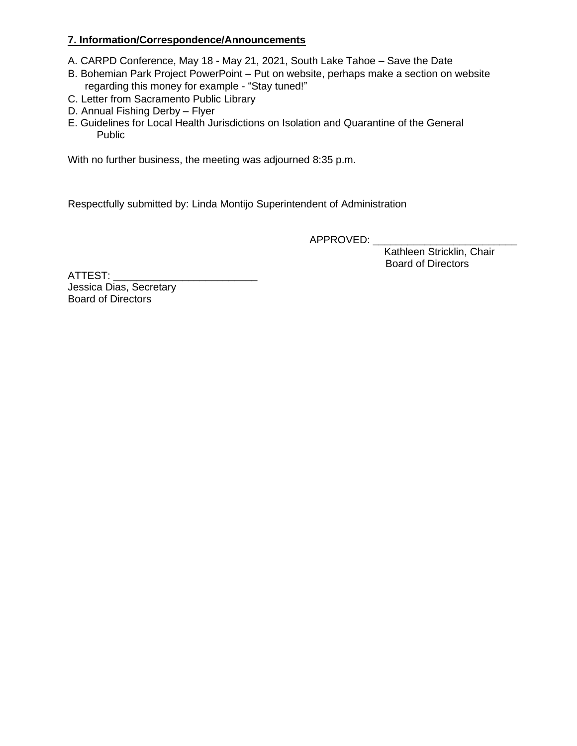**7. Information/Correspondence/Announcements**

A. CARPD Conference, May 18 - May 21, 2021, South Lake Tahoe – Save the Date
B. Bohemian Park Project PowerPoint – Put on website, perhaps make a section on website regarding this money for example - "Stay tuned!"
C. Letter from Sacramento Public Library
D. Annual Fishing Derby – Flyer
E. Guidelines for Local Health Jurisdictions on Isolation and Quarantine of the General Public

With no further business, the meeting was adjourned 8:35 p.m.

Respectfully submitted by: Linda Montijo Superintendent of Administration

APPROVED: ________________________
Kathleen Stricklin, Chair
Board of Directors

ATTEST: ________________________
Jessica Dias, Secretary
Board of Directors